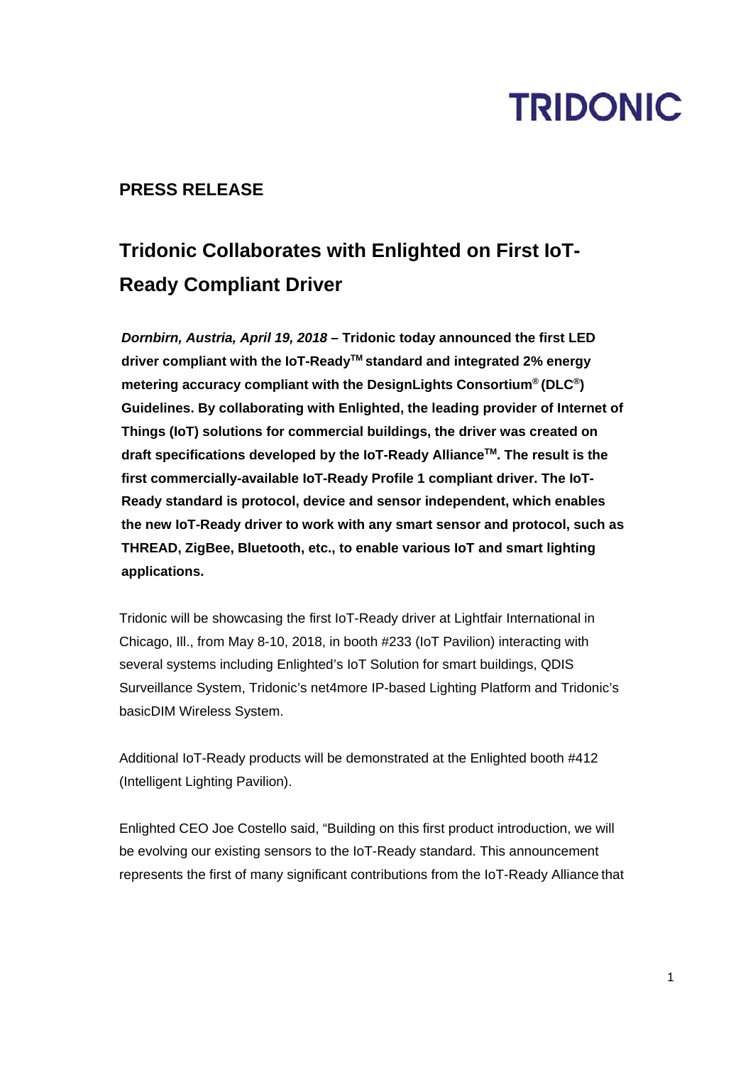TRIDONIC

## PRESS RELEASE

# Tridonic Collaborates with Enlighted on First IoT-Ready Compliant Driver

***Dornbirn, Austria, April 19, 2018* – Tridonic today announced the first LED driver compliant with the IoT-Ready™ standard and integrated 2% energy metering accuracy compliant with the DesignLights Consortium® (DLC®) Guidelines. By collaborating with Enlighted, the leading provider of Internet of Things (IoT) solutions for commercial buildings, the driver was created on draft specifications developed by the IoT-Ready Alliance™. The result is the first commercially-available IoT-Ready Profile 1 compliant driver. The IoT-Ready standard is protocol, device and sensor independent, which enables the new IoT-Ready driver to work with any smart sensor and protocol, such as THREAD, ZigBee, Bluetooth, etc., to enable various IoT and smart lighting applications.**

Tridonic will be showcasing the first IoT-Ready driver at Lightfair International in Chicago, Ill., from May 8-10, 2018, in booth #233 (IoT Pavilion) interacting with several systems including Enlighted's IoT Solution for smart buildings, QDIS Surveillance System, Tridonic's net4more IP-based Lighting Platform and Tridonic's basicDIM Wireless System.

Additional IoT-Ready products will be demonstrated at the Enlighted booth #412 (Intelligent Lighting Pavilion).

Enlighted CEO Joe Costello said, "Building on this first product introduction, we will be evolving our existing sensors to the IoT-Ready standard. This announcement represents the first of many significant contributions from the IoT-Ready Alliance that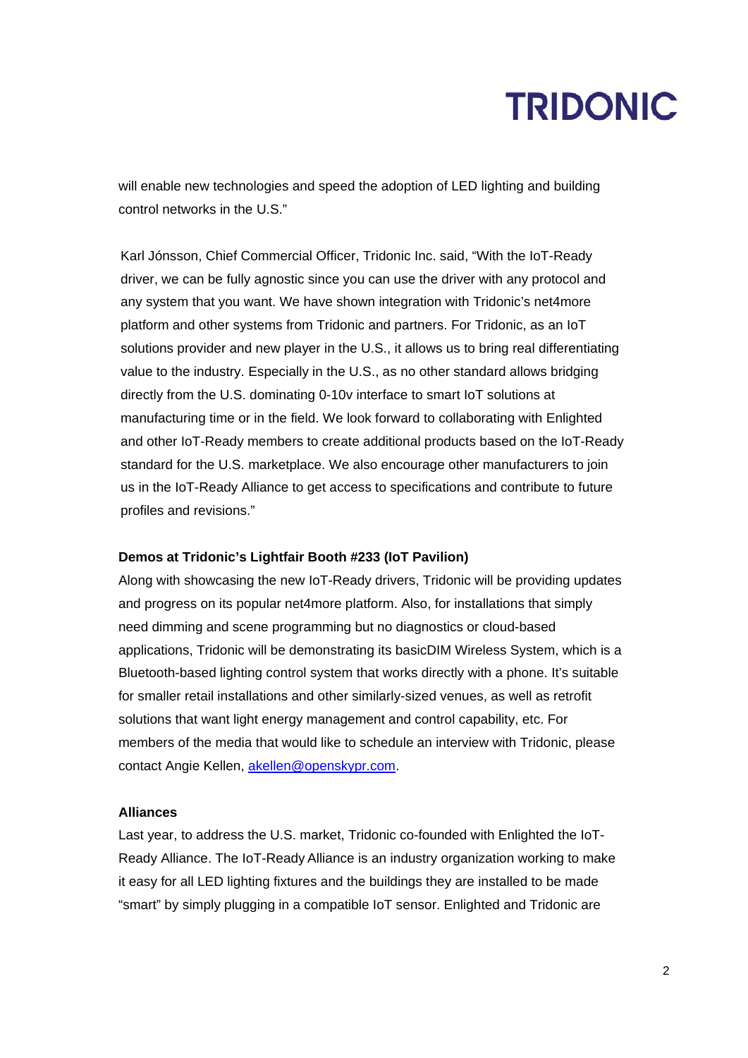will enable new technologies and speed the adoption of LED lighting and building control networks in the U.S."

Karl Jónsson, Chief Commercial Officer, Tridonic Inc. said, "With the IoT-Ready driver, we can be fully agnostic since you can use the driver with any protocol and any system that you want. We have shown integration with Tridonic's net4more platform and other systems from Tridonic and partners. For Tridonic, as an IoT solutions provider and new player in the U.S., it allows us to bring real differentiating value to the industry. Especially in the U.S., as no other standard allows bridging directly from the U.S. dominating 0-10v interface to smart IoT solutions at manufacturing time or in the field. We look forward to collaborating with Enlighted and other IoT-Ready members to create additional products based on the IoT-Ready standard for the U.S. marketplace. We also encourage other manufacturers to join us in the IoT-Ready Alliance to get access to specifications and contribute to future profiles and revisions."

**Demos at Tridonic's Lightfair Booth #233 (IoT Pavilion)**

Along with showcasing the new IoT-Ready drivers, Tridonic will be providing updates and progress on its popular net4more platform. Also, for installations that simply need dimming and scene programming but no diagnostics or cloud-based applications, Tridonic will be demonstrating its basicDIM Wireless System, which is a Bluetooth-based lighting control system that works directly with a phone. It's suitable for smaller retail installations and other similarly-sized venues, as well as retrofit solutions that want light energy management and control capability, etc. For members of the media that would like to schedule an interview with Tridonic, please contact Angie Kellen, [akellen@openskypr.com](mailto:akellen@openskypr.com).

**Alliances**

Last year, to address the U.S. market, Tridonic co-founded with Enlighted the IoT-Ready Alliance. The IoT-Ready Alliance is an industry organization working to make it easy for all LED lighting fixtures and the buildings they are installed to be made "smart" by simply plugging in a compatible IoT sensor. Enlighted and Tridonic are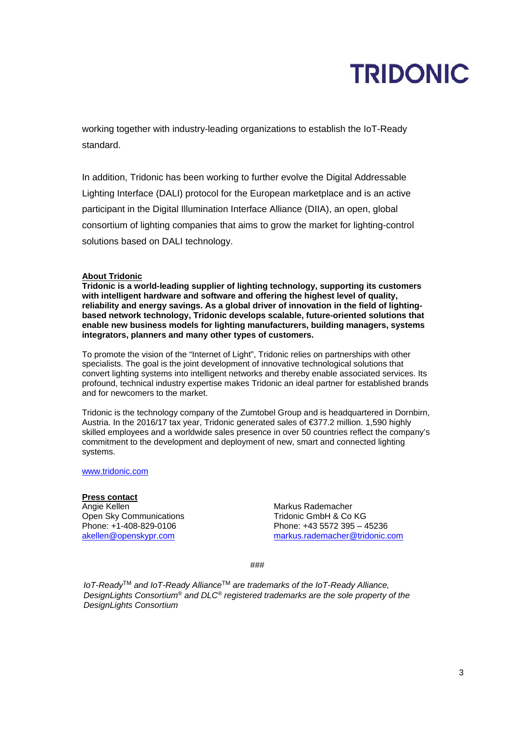working together with industry-leading organizations to establish the IoT-Ready standard.

In addition, Tridonic has been working to further evolve the Digital Addressable Lighting Interface (DALI) protocol for the European marketplace and is an active participant in the Digital Illumination Interface Alliance (DIIA), an open, global consortium of lighting companies that aims to grow the market for lighting-control solutions based on DALI technology.

**About Tridonic**

**Tridonic is a world-leading supplier of lighting technology, supporting its customers with intelligent hardware and software and offering the highest level of quality, reliability and energy savings. As a global driver of innovation in the field of lighting-based network technology, Tridonic develops scalable, future-oriented solutions that enable new business models for lighting manufacturers, building managers, systems integrators, planners and many other types of customers.**

To promote the vision of the "Internet of Light", Tridonic relies on partnerships with other specialists. The goal is the joint development of innovative technological solutions that convert lighting systems into intelligent networks and thereby enable associated services. Its profound, technical industry expertise makes Tridonic an ideal partner for established brands and for newcomers to the market.

Tridonic is the technology company of the Zumtobel Group and is headquartered in Dornbirn, Austria. In the 2016/17 tax year, Tridonic generated sales of €377.2 million. 1,590 highly skilled employees and a worldwide sales presence in over 50 countries reflect the company's commitment to the development and deployment of new, smart and connected lighting systems.

www.tridonic.com

**Press contact**

Angie Kellen
Open Sky Communications
Phone: +1-408-829-0106
akellen@openskypr.com

Markus Rademacher
Tridonic GmbH & Co KG
Phone: +43 5572 395 – 45236
markus.rademacher@tridonic.com

###

*IoT-Ready™ and IoT-Ready Alliance™ are trademarks of the IoT-Ready Alliance, DesignLights Consortium® and DLC® registered trademarks are the sole property of the DesignLights Consortium*